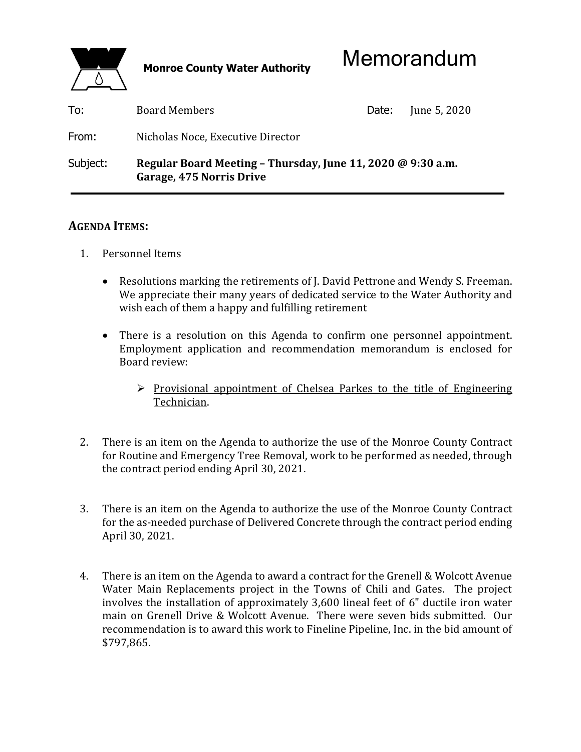**Monroe County Water Authority**

# Memorandum

| | | | |
|---|---|---|---|
| To: | Board Members | Date: | June 5, 2020 |
| From: | Nicholas Noce, Executive Director | | |
| Subject: | **Regular Board Meeting – Thursday, June 11, 2020 @ 9:30 a.m. Garage, 475 Norris Drive** | | |

---

## AGENDA ITEMS:

1. Personnel Items

   - Resolutions marking the retirements of J. David Pettrone and Wendy S. Freeman. We appreciate their many years of dedicated service to the Water Authority and wish each of them a happy and fulfilling retirement

   - There is a resolution on this Agenda to confirm one personnel appointment. Employment application and recommendation memorandum is enclosed for Board review:

     - Provisional appointment of Chelsea Parkes to the title of Engineering Technician.

2. There is an item on the Agenda to authorize the use of the Monroe County Contract for Routine and Emergency Tree Removal, work to be performed as needed, through the contract period ending April 30, 2021.

3. There is an item on the Agenda to authorize the use of the Monroe County Contract for the as-needed purchase of Delivered Concrete through the contract period ending April 30, 2021.

4. There is an item on the Agenda to award a contract for the Grenell & Wolcott Avenue Water Main Replacements project in the Towns of Chili and Gates. The project involves the installation of approximately 3,600 lineal feet of 6" ductile iron water main on Grenell Drive & Wolcott Avenue. There were seven bids submitted. Our recommendation is to award this work to Fineline Pipeline, Inc. in the bid amount of $797,865.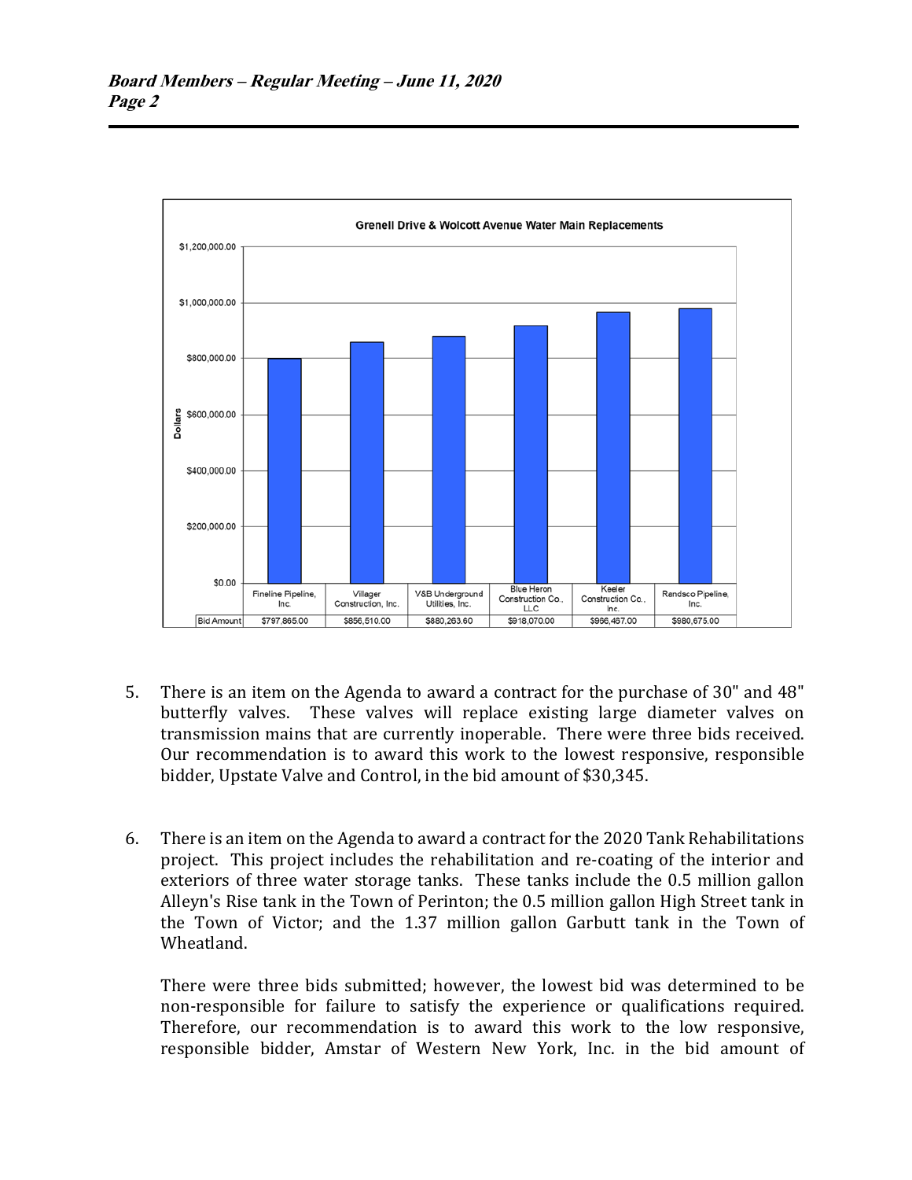**Grenell Drive & Wolcott Avenue Water Main Replacements**

| | Fineline Pipeline, Inc. | Villager Construction, Inc. | V&B Underground Utilities, Inc. | Blue Heron Construction Co., LLC | Keeler Construction Co., Inc. | Rendsco Pipeline, Inc. |
|---|---|---|---|---|---|---|
| Bid Amount | $797,865.00 | $856,510.00 | $880,263.60 | $918,070.00 | $966,467.00 | $980,675.00 |

5. There is an item on the Agenda to award a contract for the purchase of 30" and 48" butterfly valves. These valves will replace existing large diameter valves on transmission mains that are currently inoperable. There were three bids received. Our recommendation is to award this work to the lowest responsive, responsible bidder, Upstate Valve and Control, in the bid amount of $30,345.

6. There is an item on the Agenda to award a contract for the 2020 Tank Rehabilitations project. This project includes the rehabilitation and re-coating of the interior and exteriors of three water storage tanks. These tanks include the 0.5 million gallon Alleyn's Rise tank in the Town of Perinton; the 0.5 million gallon High Street tank in the Town of Victor; and the 1.37 million gallon Garbutt tank in the Town of Wheatland.

   There were three bids submitted; however, the lowest bid was determined to be non-responsible for failure to satisfy the experience or qualifications required. Therefore, our recommendation is to award this work to the low responsive, responsible bidder, Amstar of Western New York, Inc. in the bid amount of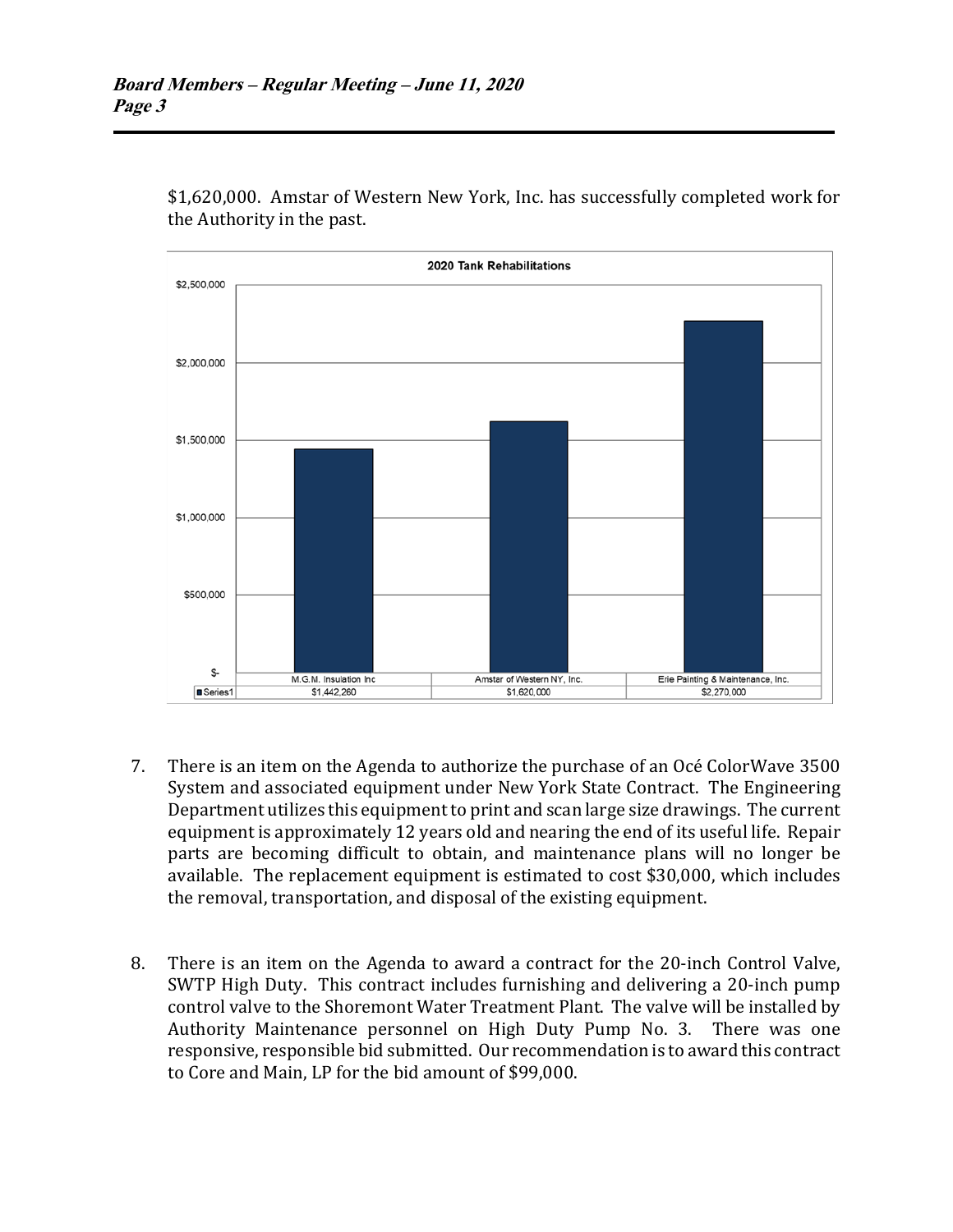$1,620,000. Amstar of Western New York, Inc. has successfully completed work for the Authority in the past.

**2020 Tank Rehabilitations**

| | M.G.M. Insulation Inc | Amstar of Western NY, Inc. | Erie Painting & Maintenance, Inc. |
|---|---|---|---|
| Series1 | $1,442,260 | $1,620,000 | $2,270,000 |

7. There is an item on the Agenda to authorize the purchase of an Océ ColorWave 3500 System and associated equipment under New York State Contract. The Engineering Department utilizes this equipment to print and scan large size drawings. The current equipment is approximately 12 years old and nearing the end of its useful life. Repair parts are becoming difficult to obtain, and maintenance plans will no longer be available. The replacement equipment is estimated to cost $30,000, which includes the removal, transportation, and disposal of the existing equipment.

8. There is an item on the Agenda to award a contract for the 20-inch Control Valve, SWTP High Duty. This contract includes furnishing and delivering a 20-inch pump control valve to the Shoremont Water Treatment Plant. The valve will be installed by Authority Maintenance personnel on High Duty Pump No. 3. There was one responsive, responsible bid submitted. Our recommendation is to award this contract to Core and Main, LP for the bid amount of $99,000.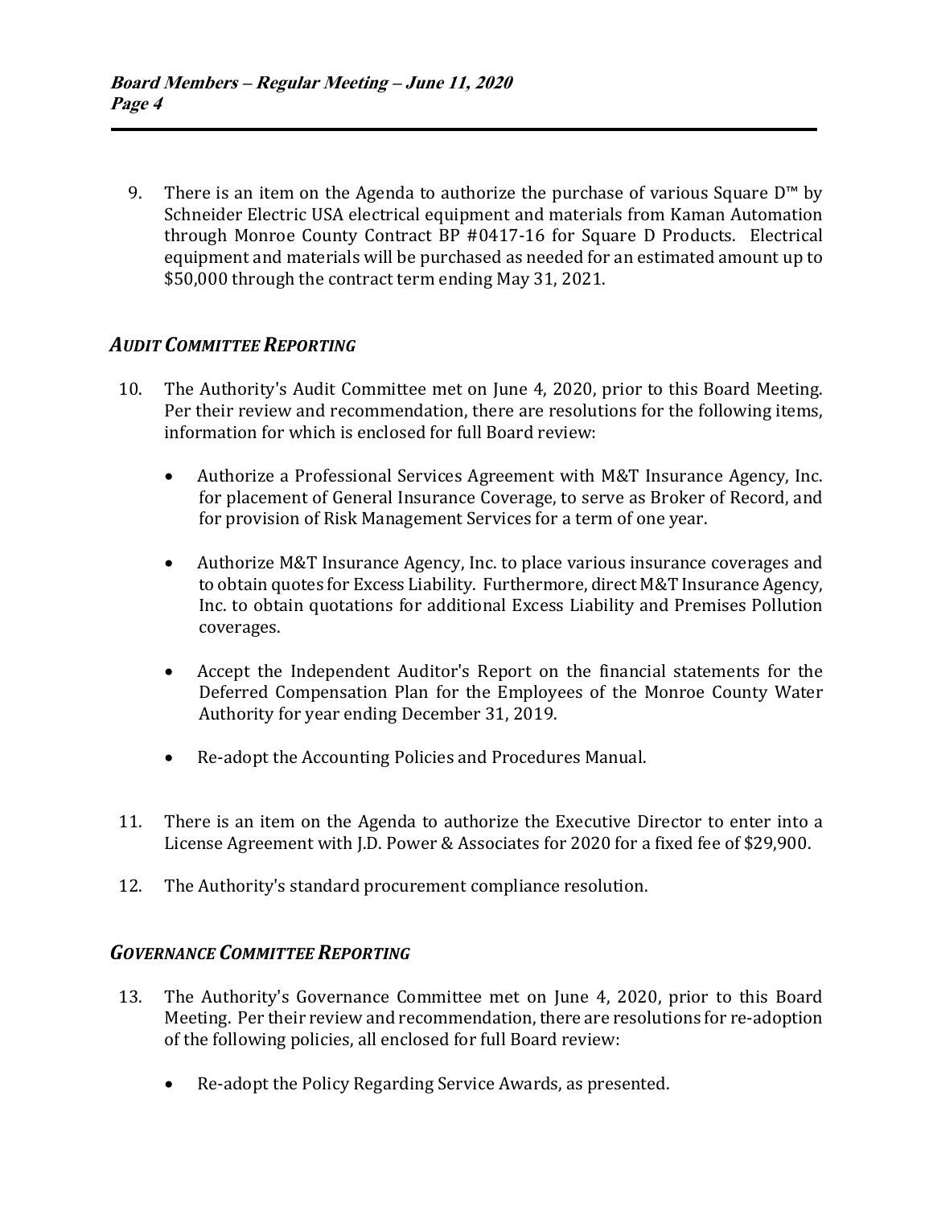9. There is an item on the Agenda to authorize the purchase of various Square D™ by Schneider Electric USA electrical equipment and materials from Kaman Automation through Monroe County Contract BP #0417-16 for Square D Products. Electrical equipment and materials will be purchased as needed for an estimated amount up to $50,000 through the contract term ending May 31, 2021.

## *AUDIT COMMITTEE REPORTING*

10. The Authority's Audit Committee met on June 4, 2020, prior to this Board Meeting. Per their review and recommendation, there are resolutions for the following items, information for which is enclosed for full Board review:

    - Authorize a Professional Services Agreement with M&T Insurance Agency, Inc. for placement of General Insurance Coverage, to serve as Broker of Record, and for provision of Risk Management Services for a term of one year.

    - Authorize M&T Insurance Agency, Inc. to place various insurance coverages and to obtain quotes for Excess Liability. Furthermore, direct M&T Insurance Agency, Inc. to obtain quotations for additional Excess Liability and Premises Pollution coverages.

    - Accept the Independent Auditor's Report on the financial statements for the Deferred Compensation Plan for the Employees of the Monroe County Water Authority for year ending December 31, 2019.

    - Re-adopt the Accounting Policies and Procedures Manual.

11. There is an item on the Agenda to authorize the Executive Director to enter into a License Agreement with J.D. Power & Associates for 2020 for a fixed fee of $29,900.

12. The Authority's standard procurement compliance resolution.

## *GOVERNANCE COMMITTEE REPORTING*

13. The Authority's Governance Committee met on June 4, 2020, prior to this Board Meeting. Per their review and recommendation, there are resolutions for re-adoption of the following policies, all enclosed for full Board review:

    - Re-adopt the Policy Regarding Service Awards, as presented.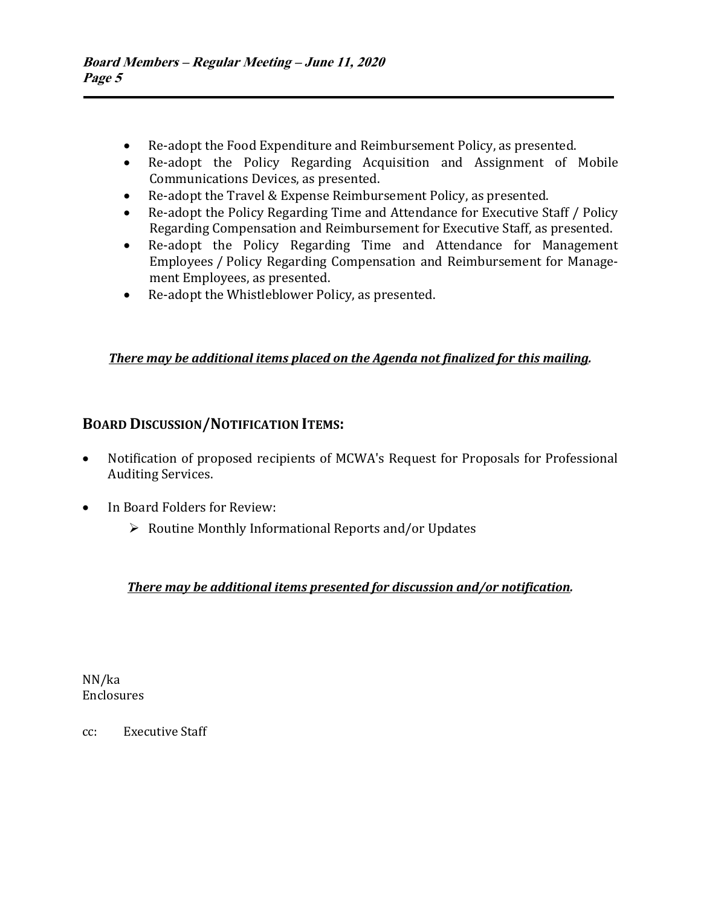- Re-adopt the Food Expenditure and Reimbursement Policy, as presented.
- Re-adopt the Policy Regarding Acquisition and Assignment of Mobile Communications Devices, as presented.
- Re-adopt the Travel & Expense Reimbursement Policy, as presented.
- Re-adopt the Policy Regarding Time and Attendance for Executive Staff / Policy Regarding Compensation and Reimbursement for Executive Staff, as presented.
- Re-adopt the Policy Regarding Time and Attendance for Management Employees / Policy Regarding Compensation and Reimbursement for Management Employees, as presented.
- Re-adopt the Whistleblower Policy, as presented.

***There may be additional items placed on the Agenda not finalized for this mailing.***

## BOARD DISCUSSION/NOTIFICATION ITEMS:

- Notification of proposed recipients of MCWA's Request for Proposals for Professional Auditing Services.
- In Board Folders for Review:
  - Routine Monthly Informational Reports and/or Updates

***There may be additional items presented for discussion and/or notification.***

NN/ka
Enclosures

cc: Executive Staff